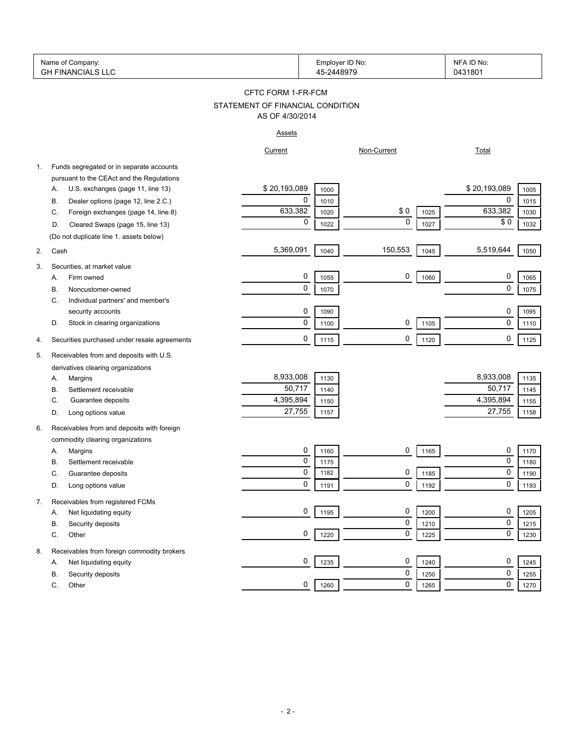| Name of Company: | Employer ID No: | NFA ID No: |
|---|---|---|
| GH FINANCIALS LLC | 45-2448979 | 0431801 |

# CFTC FORM 1-FR-FCM

## STATEMENT OF FINANCIAL CONDITION

### AS OF 4/30/2014

**Assets**

| | | Current | | Non-Current | | Total | |
|---|---|---|---|---|---|---|---|
| 1. | Funds segregated or in separate accounts pursuant to the CEAct and the Regulations | | | | | | |
| | A. U.S. exchanges (page 11, line 13) | $ 20,193,089 | 1000 | | | $ 20,193,089 | 1005 |
| | B. Dealer options (page 12, line 2.C.) | 0 | 1010 | | | 0 | 1015 |
| | C. Foreign exchanges (page 14, line 8) | 633,382 | 1020 | $ 0 | 1025 | 633,382 | 1030 |
| | D. Cleared Swaps (page 15, line 13) | 0 | 1022 | 0 | 1027 | $ 0 | 1032 |
| | (Do not duplicate line 1. assets below) | | | | | | |
| 2. | Cash | 5,369,091 | 1040 | 150,553 | 1045 | 5,519,644 | 1050 |
| 3. | Securities, at market value | | | | | | |
| | A. Firm owned | 0 | 1055 | 0 | 1060 | 0 | 1065 |
| | B. Noncustomer-owned | 0 | 1070 | | | 0 | 1075 |
| | C. Individual partners' and member's security accounts | 0 | 1090 | | | 0 | 1095 |
| | D. Stock in clearing organizations | 0 | 1100 | 0 | 1105 | 0 | 1110 |
| 4. | Securities purchased under resale agreements | 0 | 1115 | 0 | 1120 | 0 | 1125 |
| 5. | Receivables from and deposits with U.S. derivatives clearing organizations | | | | | | |
| | A. Margins | 8,933,008 | 1130 | | | 8,933,008 | 1135 |
| | B. Settlement receivable | 50,717 | 1140 | | | 50,717 | 1145 |
| | C. Guarantee deposits | 4,395,894 | 1150 | | | 4,395,894 | 1155 |
| | D. Long options value | 27,755 | 1157 | | | 27,755 | 1158 |
| 6. | Receivables from and deposits with foreign commodity clearing organizations | | | | | | |
| | A. Margins | 0 | 1160 | 0 | 1165 | 0 | 1170 |
| | B. Settlement receivable | 0 | 1175 | | | 0 | 1180 |
| | C. Guarantee deposits | 0 | 1182 | 0 | 1185 | 0 | 1190 |
| | D. Long options value | 0 | 1191 | 0 | 1192 | 0 | 1193 |
| 7. | Receivables from registered FCMs | | | | | | |
| | A. Net liquidating equity | 0 | 1195 | 0 | 1200 | 0 | 1205 |
| | B. Security deposits | | | 0 | 1210 | 0 | 1215 |
| | C. Other | 0 | 1220 | 0 | 1225 | 0 | 1230 |
| 8. | Receivables from foreign commodity brokers | | | | | | |
| | A. Net liquidating equity | 0 | 1235 | 0 | 1240 | 0 | 1245 |
| | B. Security deposits | | | 0 | 1250 | 0 | 1255 |
| | C. Other | 0 | 1260 | 0 | 1265 | 0 | 1270 |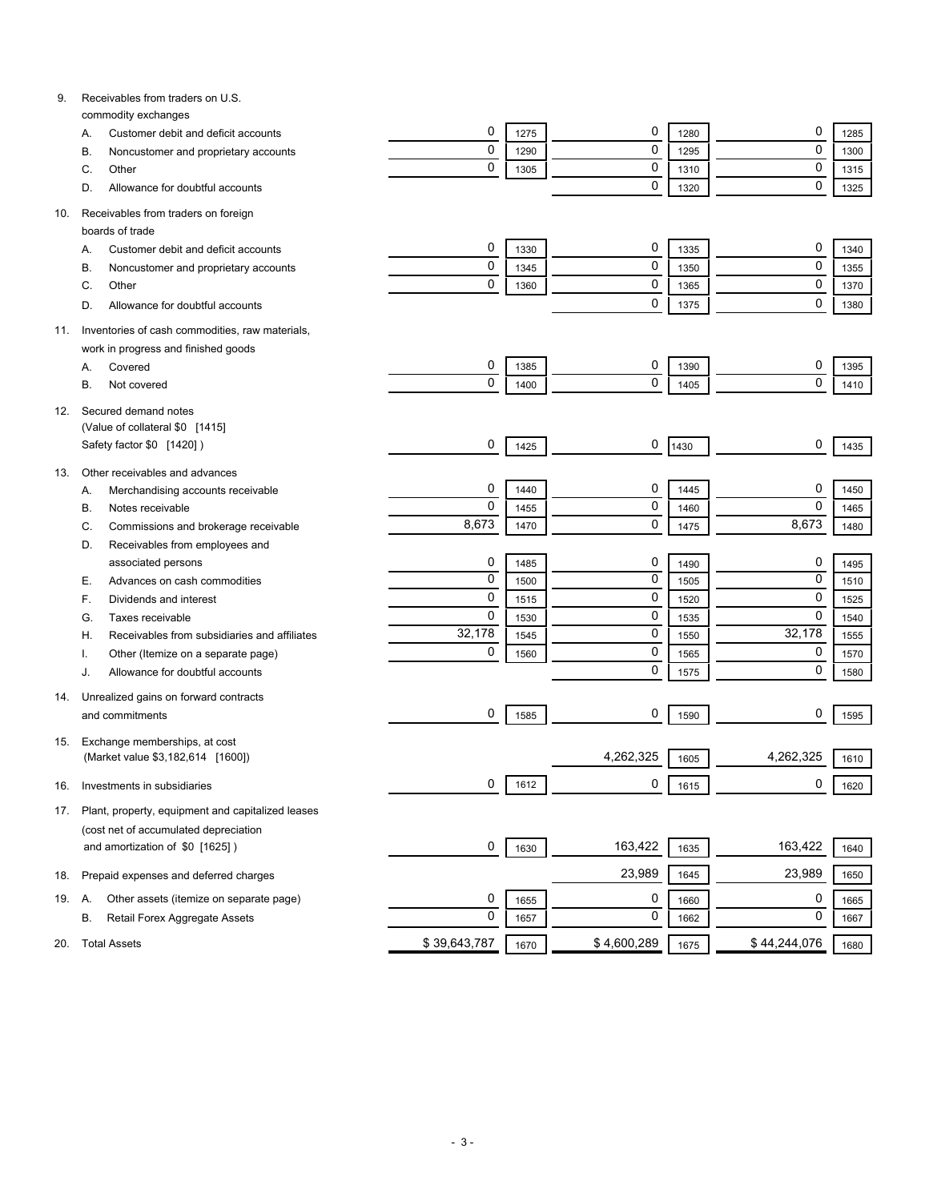| | | | | | | |
|---|---|---|---|---|---|---|
| 9. Receivables from traders on U.S. commodity exchanges | | | | | | |
| A. Customer debit and deficit accounts | 0 | 1275 | 0 | 1280 | 0 | 1285 |
| B. Noncustomer and proprietary accounts | 0 | 1290 | 0 | 1295 | 0 | 1300 |
| C. Other | 0 | 1305 | 0 | 1310 | 0 | 1315 |
| D. Allowance for doubtful accounts | | | 0 | 1320 | 0 | 1325 |
| 10. Receivables from traders on foreign boards of trade | | | | | | |
| A. Customer debit and deficit accounts | 0 | 1330 | 0 | 1335 | 0 | 1340 |
| B. Noncustomer and proprietary accounts | 0 | 1345 | 0 | 1350 | 0 | 1355 |
| C. Other | 0 | 1360 | 0 | 1365 | 0 | 1370 |
| D. Allowance for doubtful accounts | | | 0 | 1375 | 0 | 1380 |
| 11. Inventories of cash commodities, raw materials, work in progress and finished goods | | | | | | |
| A. Covered | 0 | 1385 | 0 | 1390 | 0 | 1395 |
| B. Not covered | 0 | 1400 | 0 | 1405 | 0 | 1410 |
| 12. Secured demand notes (Value of collateral $0 [1415] Safety factor $0 [1420] ) | 0 | 1425 | 0 | 1430 | 0 | 1435 |
| 13. Other receivables and advances | | | | | | |
| A. Merchandising accounts receivable | 0 | 1440 | 0 | 1445 | 0 | 1450 |
| B. Notes receivable | 0 | 1455 | 0 | 1460 | 0 | 1465 |
| C. Commissions and brokerage receivable | 8,673 | 1470 | 0 | 1475 | 8,673 | 1480 |
| D. Receivables from employees and associated persons | 0 | 1485 | 0 | 1490 | 0 | 1495 |
| E. Advances on cash commodities | 0 | 1500 | 0 | 1505 | 0 | 1510 |
| F. Dividends and interest | 0 | 1515 | 0 | 1520 | 0 | 1525 |
| G. Taxes receivable | 0 | 1530 | 0 | 1535 | 0 | 1540 |
| H. Receivables from subsidiaries and affiliates | 32,178 | 1545 | 0 | 1550 | 32,178 | 1555 |
| I. Other (Itemize on a separate page) | 0 | 1560 | 0 | 1565 | 0 | 1570 |
| J. Allowance for doubtful accounts | | | 0 | 1575 | 0 | 1580 |
| 14. Unrealized gains on forward contracts and commitments | 0 | 1585 | 0 | 1590 | 0 | 1595 |
| 15. Exchange memberships, at cost (Market value $3,182,614 [1600]) | | | 4,262,325 | 1605 | 4,262,325 | 1610 |
| 16. Investments in subsidiaries | 0 | 1612 | 0 | 1615 | 0 | 1620 |
| 17. Plant, property, equipment and capitalized leases (cost net of accumulated depreciation and amortization of $0 [1625] ) | 0 | 1630 | 163,422 | 1635 | 163,422 | 1640 |
| 18. Prepaid expenses and deferred charges | | | 23,989 | 1645 | 23,989 | 1650 |
| 19. A. Other assets (itemize on separate page) | 0 | 1655 | 0 | 1660 | 0 | 1665 |
| B. Retail Forex Aggregate Assets | 0 | 1657 | 0 | 1662 | 0 | 1667 |
| 20. Total Assets | $ 39,643,787 | 1670 | $ 4,600,289 | 1675 | $ 44,244,076 | 1680 |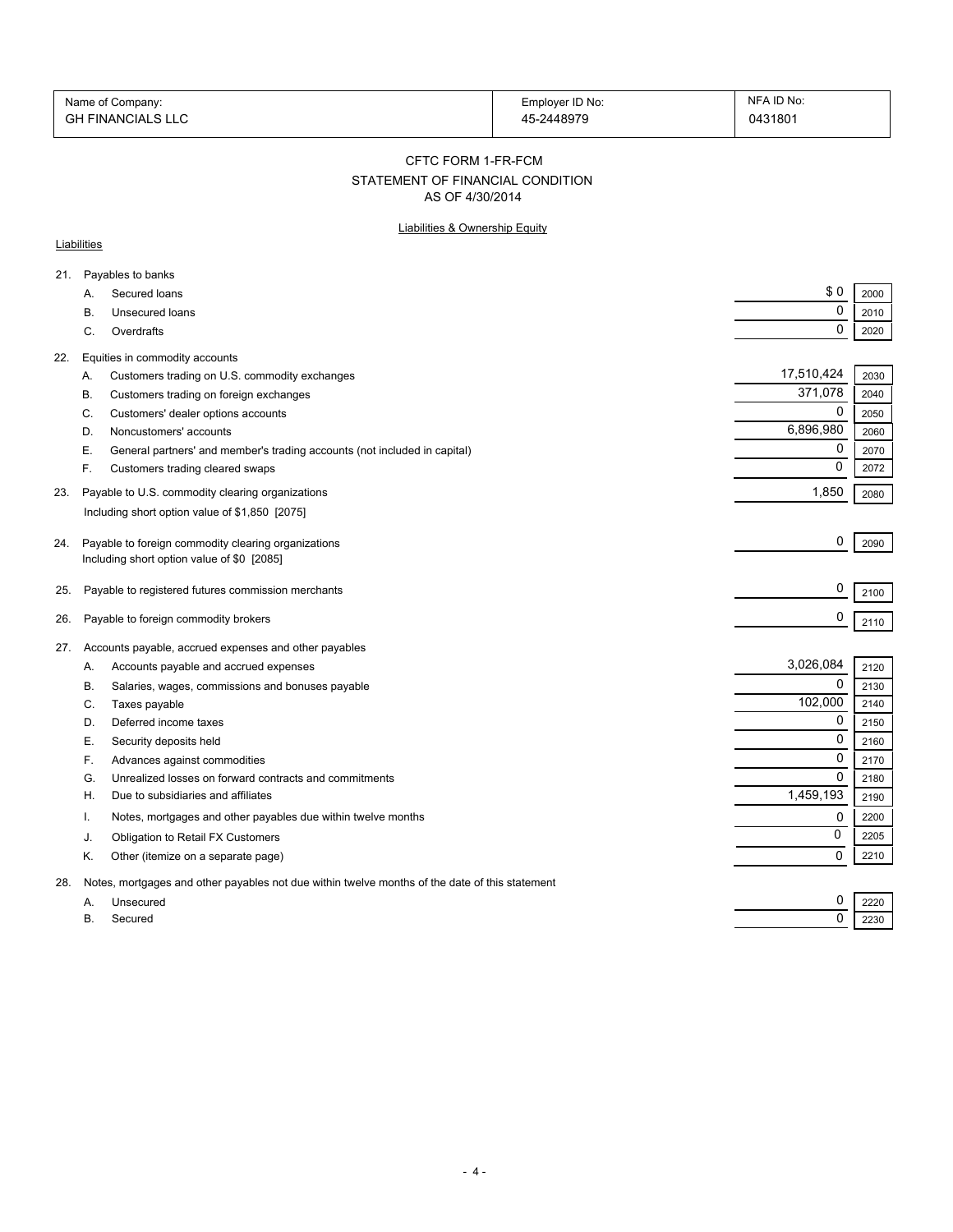| Name of Company: | Employer ID No: | NFA ID No: |
|---|---|---|
| GH FINANCIALS LLC | 45-2448979 | 0431801 |

## CFTC FORM 1-FR-FCM
## STATEMENT OF FINANCIAL CONDITION
## AS OF 4/30/2014

### Liabilities & Ownership Equity

**Liabilities**

| | | | Amount | Code |
|---|---|---|---|---|
| 21. | | Payables to banks | | |
| | A. | Secured loans | $ 0 | 2000 |
| | B. | Unsecured loans | 0 | 2010 |
| | C. | Overdrafts | 0 | 2020 |
| 22. | | Equities in commodity accounts | | |
| | A. | Customers trading on U.S. commodity exchanges | 17,510,424 | 2030 |
| | B. | Customers trading on foreign exchanges | 371,078 | 2040 |
| | C. | Customers' dealer options accounts | 0 | 2050 |
| | D. | Noncustomers' accounts | 6,896,980 | 2060 |
| | E. | General partners' and member's trading accounts (not included in capital) | 0 | 2070 |
| | F. | Customers trading cleared swaps | 0 | 2072 |
| 23. | | Payable to U.S. commodity clearing organizations<br>Including short option value of $1,850 [2075] | 1,850 | 2080 |
| 24. | | Payable to foreign commodity clearing organizations<br>Including short option value of $0 [2085] | 0 | 2090 |
| 25. | | Payable to registered futures commission merchants | 0 | 2100 |
| 26. | | Payable to foreign commodity brokers | 0 | 2110 |
| 27. | | Accounts payable, accrued expenses and other payables | | |
| | A. | Accounts payable and accrued expenses | 3,026,084 | 2120 |
| | B. | Salaries, wages, commissions and bonuses payable | 0 | 2130 |
| | C. | Taxes payable | 102,000 | 2140 |
| | D. | Deferred income taxes | 0 | 2150 |
| | E. | Security deposits held | 0 | 2160 |
| | F. | Advances against commodities | 0 | 2170 |
| | G. | Unrealized losses on forward contracts and commitments | 0 | 2180 |
| | H. | Due to subsidiaries and affiliates | 1,459,193 | 2190 |
| | I. | Notes, mortgages and other payables due within twelve months | 0 | 2200 |
| | J. | Obligation to Retail FX Customers | 0 | 2205 |
| | K. | Other (itemize on a separate page) | 0 | 2210 |
| 28. | | Notes, mortgages and other payables not due within twelve months of the date of this statement | | |
| | A. | Unsecured | 0 | 2220 |
| | B. | Secured | 0 | 2230 |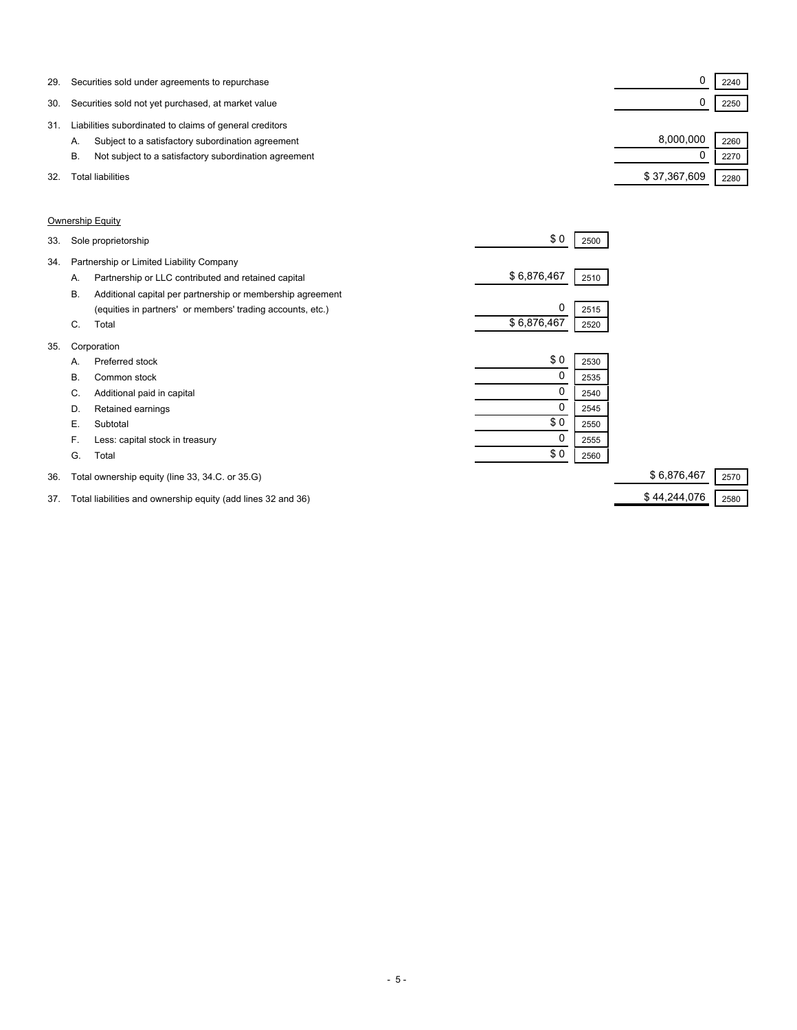| Line | Description | | | Amount | Code |
|---|---|---|---|---|---|
| 29. | Securities sold under agreements to repurchase | | | 0 | 2240 |
| 30. | Securities sold not yet purchased, at market value | | | 0 | 2250 |
| 31. | Liabilities subordinated to claims of general creditors | | | | |
| | A. Subject to a satisfactory subordination agreement | | | 8,000,000 | 2260 |
| | B. Not subject to a satisfactory subordination agreement | | | 0 | 2270 |
| 32. | Total liabilities | | | $ 37,367,609 | 2280 |

<u>Ownership Equity</u>

| Line | Description | Amount | Code | Total | Code |
|---|---|---|---|---|---|
| 33. | Sole proprietorship | $ 0 | 2500 | | |
| 34. | Partnership or Limited Liability Company | | | | |
| | A. Partnership or LLC contributed and retained capital | $ 6,876,467 | 2510 | | |
| | B. Additional capital per partnership or membership agreement (equities in partners' or members' trading accounts, etc.) | 0 | 2515 | | |
| | C. Total | $ 6,876,467 | 2520 | | |
| 35. | Corporation | | | | |
| | A. Preferred stock | $ 0 | 2530 | | |
| | B. Common stock | 0 | 2535 | | |
| | C. Additional paid in capital | 0 | 2540 | | |
| | D. Retained earnings | 0 | 2545 | | |
| | E. Subtotal | $ 0 | 2550 | | |
| | F. Less: capital stock in treasury | 0 | 2555 | | |
| | G. Total | $ 0 | 2560 | | |
| 36. | Total ownership equity (line 33, 34.C. or 35.G) | | | $ 6,876,467 | 2570 |
| 37. | Total liabilities and ownership equity (add lines 32 and 36) | | | $ 44,244,076 | 2580 |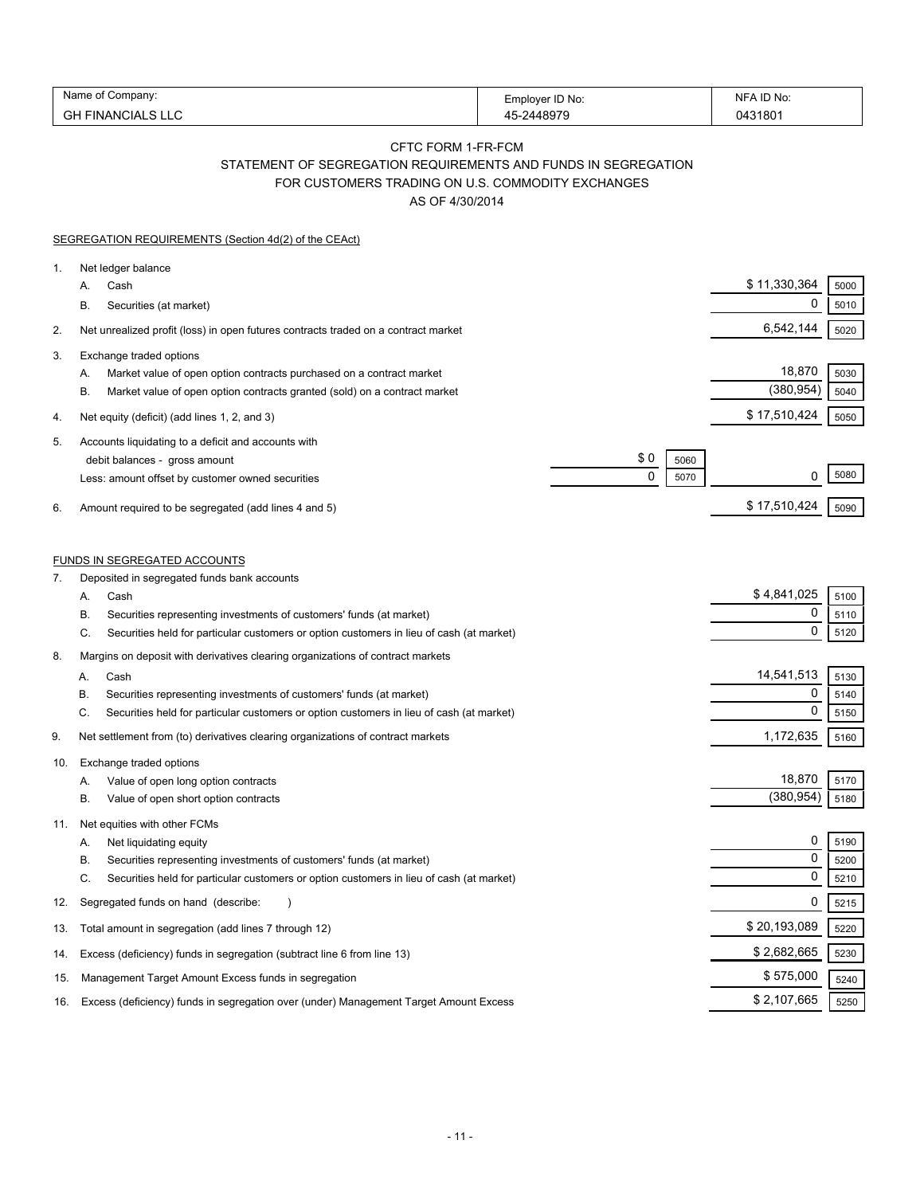| Name of Company: | Employer ID No: | NFA ID No: |
| --- | --- | --- |
| GH FINANCIALS LLC | 45-2448979 | 0431801 |

# CFTC FORM 1-FR-FCM

## STATEMENT OF SEGREGATION REQUIREMENTS AND FUNDS IN SEGREGATION FOR CUSTOMERS TRADING ON U.S. COMMODITY EXCHANGES

### AS OF 4/30/2014

SEGREGATION REQUIREMENTS (Section 4d(2) of the CEAct)

| | | | | | |
| --- | --- | --- | --- | --- | --- |
| 1. | Net ledger balance | | | | |
| | A. Cash | | | $ 11,330,364 | 5000 |
| | B. Securities (at market) | | | 0 | 5010 |
| 2. | Net unrealized profit (loss) in open futures contracts traded on a contract market | | | 6,542,144 | 5020 |
| 3. | Exchange traded options | | | | |
| | A. Market value of open option contracts purchased on a contract market | | | 18,870 | 5030 |
| | B. Market value of open option contracts granted (sold) on a contract market | | | (380,954) | 5040 |
| 4. | Net equity (deficit) (add lines 1, 2, and 3) | | | $ 17,510,424 | 5050 |
| 5. | Accounts liquidating to a deficit and accounts with debit balances - gross amount | $ 0 | 5060 | | |
| | Less: amount offset by customer owned securities | 0 | 5070 | 0 | 5080 |
| 6. | Amount required to be segregated (add lines 4 and 5) | | | $ 17,510,424 | 5090 |

FUNDS IN SEGREGATED ACCOUNTS

| | | | |
| --- | --- | --- | --- |
| 7. | Deposited in segregated funds bank accounts | | |
| | A. Cash | $ 4,841,025 | 5100 |
| | B. Securities representing investments of customers' funds (at market) | 0 | 5110 |
| | C. Securities held for particular customers or option customers in lieu of cash (at market) | 0 | 5120 |
| 8. | Margins on deposit with derivatives clearing organizations of contract markets | | |
| | A. Cash | 14,541,513 | 5130 |
| | B. Securities representing investments of customers' funds (at market) | 0 | 5140 |
| | C. Securities held for particular customers or option customers in lieu of cash (at market) | 0 | 5150 |
| 9. | Net settlement from (to) derivatives clearing organizations of contract markets | 1,172,635 | 5160 |
| 10. | Exchange traded options | | |
| | A. Value of open long option contracts | 18,870 | 5170 |
| | B. Value of open short option contracts | (380,954) | 5180 |
| 11. | Net equities with other FCMs | | |
| | A. Net liquidating equity | 0 | 5190 |
| | B. Securities representing investments of customers' funds (at market) | 0 | 5200 |
| | C. Securities held for particular customers or option customers in lieu of cash (at market) | 0 | 5210 |
| 12. | Segregated funds on hand (describe: ) | 0 | 5215 |
| 13. | Total amount in segregation (add lines 7 through 12) | $ 20,193,089 | 5220 |
| 14. | Excess (deficiency) funds in segregation (subtract line 6 from line 13) | $ 2,682,665 | 5230 |
| 15. | Management Target Amount Excess funds in segregation | $ 575,000 | 5240 |
| 16. | Excess (deficiency) funds in segregation over (under) Management Target Amount Excess | $ 2,107,665 | 5250 |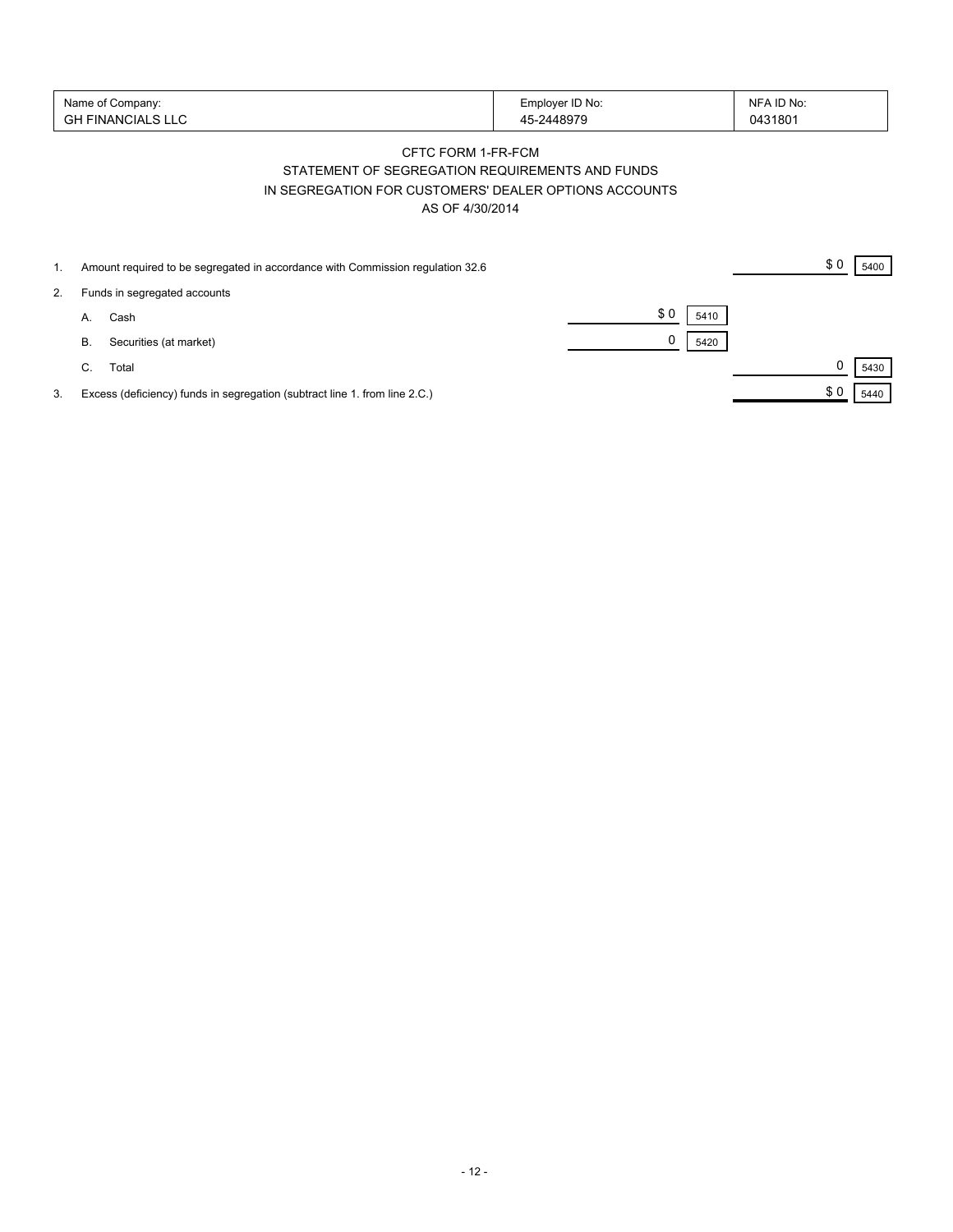| Name of Company: | Employer ID No: | NFA ID No: |
| --- | --- | --- |
| GH FINANCIALS LLC | 45-2448979 | 0431801 |

CFTC FORM 1-FR-FCM

STATEMENT OF SEGREGATION REQUIREMENTS AND FUNDS

IN SEGREGATION FOR CUSTOMERS' DEALER OPTIONS ACCOUNTS

AS OF 4/30/2014

| | | | | | |
| --- | --- | --- | --- | --- | --- |
| 1. | Amount required to be segregated in accordance with Commission regulation 32.6 | | | $ 0 | 5400 |
| 2. | Funds in segregated accounts | | | | |
| | A. Cash | $ 0 | 5410 | | |
| | B. Securities (at market) | 0 | 5420 | | |
| | C. Total | | | 0 | 5430 |
| 3. | Excess (deficiency) funds in segregation (subtract line 1. from line 2.C.) | | | $ 0 | 5440 |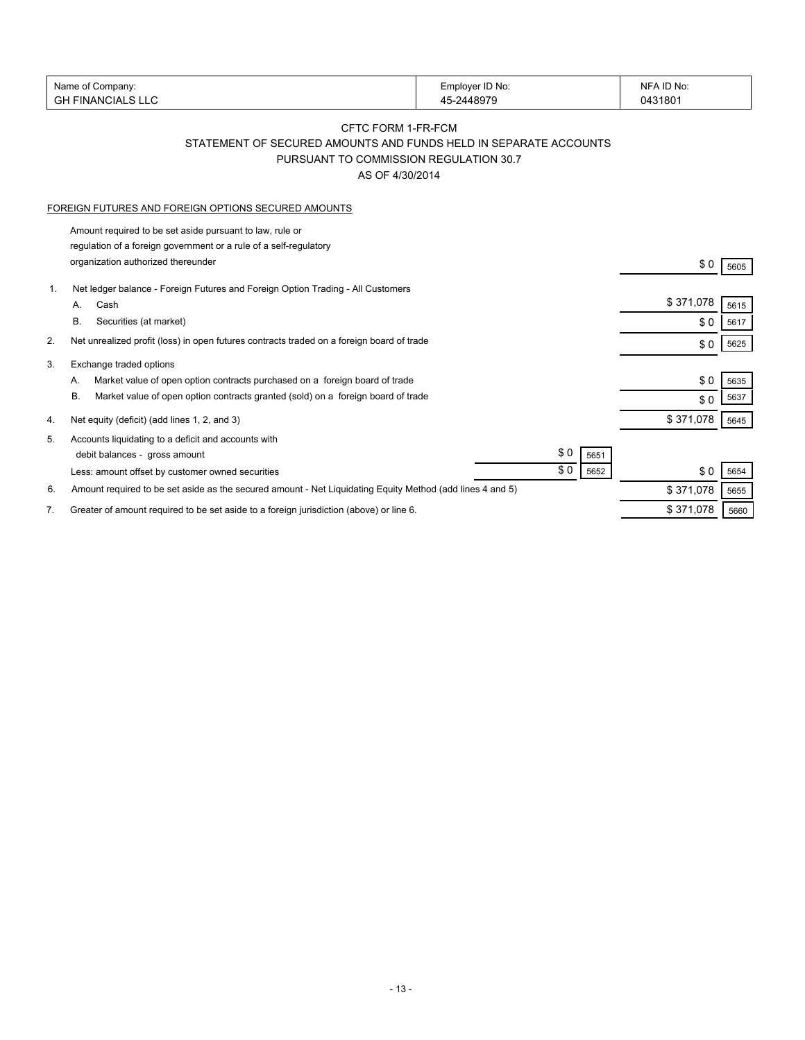| Name of Company: | Employer ID No: | NFA ID No: |
|---|---|---|
| GH FINANCIALS LLC | 45-2448979 | 0431801 |

CFTC FORM 1-FR-FCM

STATEMENT OF SECURED AMOUNTS AND FUNDS HELD IN SEPARATE ACCOUNTS

PURSUANT TO COMMISSION REGULATION 30.7

AS OF 4/30/2014

FOREIGN FUTURES AND FOREIGN OPTIONS SECURED AMOUNTS

| | | | | | |
|---|---|---|---|---|---|
| | Amount required to be set aside pursuant to law, rule or regulation of a foreign government or a rule of a self-regulatory organization authorized thereunder | | | $ 0 | 5605 |
| 1. | Net ledger balance - Foreign Futures and Foreign Option Trading - All Customers | | | | |
| | A. Cash | | | $ 371,078 | 5615 |
| | B. Securities (at market) | | | $ 0 | 5617 |
| 2. | Net unrealized profit (loss) in open futures contracts traded on a foreign board of trade | | | $ 0 | 5625 |
| 3. | Exchange traded options | | | | |
| | A. Market value of open option contracts purchased on a foreign board of trade | | | $ 0 | 5635 |
| | B. Market value of open option contracts granted (sold) on a foreign board of trade | | | $ 0 | 5637 |
| 4. | Net equity (deficit) (add lines 1, 2, and 3) | | | $ 371,078 | 5645 |
| 5. | Accounts liquidating to a deficit and accounts with debit balances - gross amount | $ 0 | 5651 | | |
| | Less: amount offset by customer owned securities | $ 0 | 5652 | $ 0 | 5654 |
| 6. | Amount required to be set aside as the secured amount - Net Liquidating Equity Method (add lines 4 and 5) | | | $ 371,078 | 5655 |
| 7. | Greater of amount required to be set aside to a foreign jurisdiction (above) or line 6. | | | $ 371,078 | 5660 |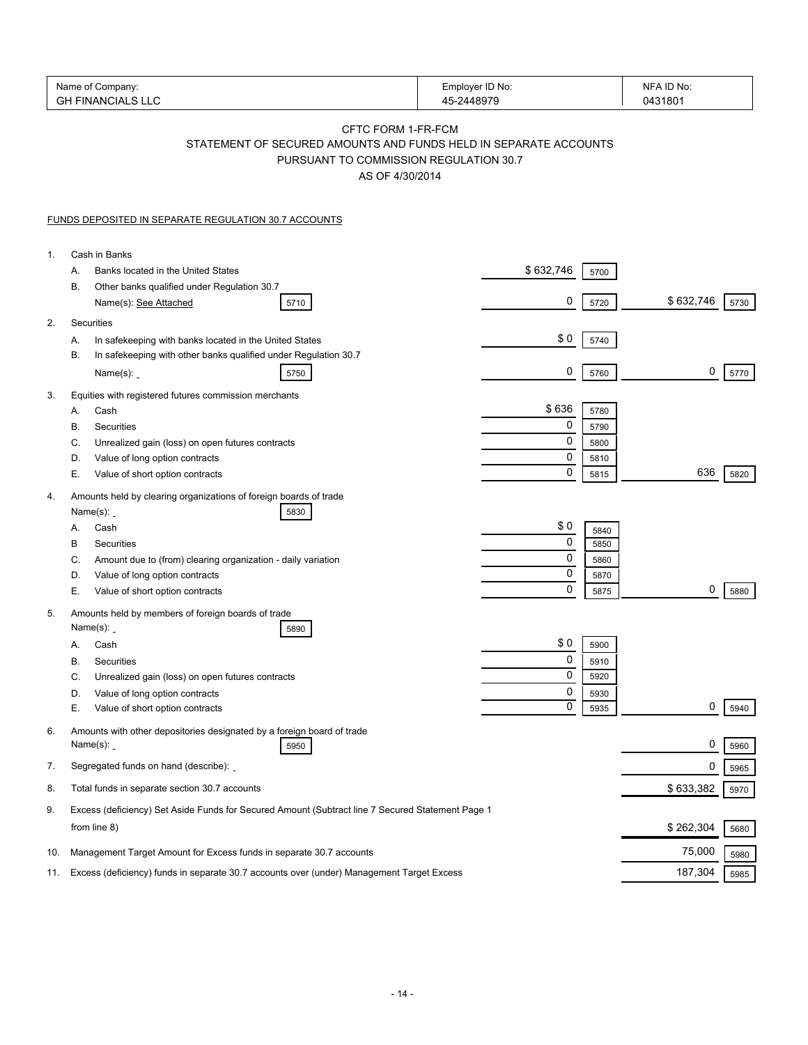| Name of Company: | Employer ID No: | NFA ID No: |
|---|---|---|
| GH FINANCIALS LLC | 45-2448979 | 0431801 |

## CFTC FORM 1-FR-FCM
## STATEMENT OF SECURED AMOUNTS AND FUNDS HELD IN SEPARATE ACCOUNTS
## PURSUANT TO COMMISSION REGULATION 30.7
## AS OF 4/30/2014

FUNDS DEPOSITED IN SEPARATE REGULATION 30.7 ACCOUNTS

| | | | | | | |
|---|---|---|---|---|---|---|
| 1. | Cash in Banks | | | | | |
| | A. Banks located in the United States | | $ 632,746 | 5700 | | |
| | B. Other banks qualified under Regulation 30.7 Name(s): See Attached | 5710 | 0 | 5720 | $ 632,746 | 5730 |
| 2. | Securities | | | | | |
| | A. In safekeeping with banks located in the United States | | $ 0 | 5740 | | |
| | B. In safekeeping with other banks qualified under Regulation 30.7 Name(s): | 5750 | 0 | 5760 | 0 | 5770 |
| 3. | Equities with registered futures commission merchants | | | | | |
| | A. Cash | | $ 636 | 5780 | | |
| | B. Securities | | 0 | 5790 | | |
| | C. Unrealized gain (loss) on open futures contracts | | 0 | 5800 | | |
| | D. Value of long option contracts | | 0 | 5810 | | |
| | E. Value of short option contracts | | 0 | 5815 | 636 | 5820 |
| 4. | Amounts held by clearing organizations of foreign boards of trade Name(s): | 5830 | | | | |
| | A. Cash | | $ 0 | 5840 | | |
| | B Securities | | 0 | 5850 | | |
| | C. Amount due to (from) clearing organization - daily variation | | 0 | 5860 | | |
| | D. Value of long option contracts | | 0 | 5870 | | |
| | E. Value of short option contracts | | 0 | 5875 | 0 | 5880 |
| 5. | Amounts held by members of foreign boards of trade Name(s): | 5890 | | | | |
| | A. Cash | | $ 0 | 5900 | | |
| | B. Securities | | 0 | 5910 | | |
| | C. Unrealized gain (loss) on open futures contracts | | 0 | 5920 | | |
| | D. Value of long option contracts | | 0 | 5930 | | |
| | E. Value of short option contracts | | 0 | 5935 | 0 | 5940 |
| 6. | Amounts with other depositories designated by a foreign board of trade Name(s): | 5950 | | | 0 | 5960 |
| 7. | Segregated funds on hand (describe): | | | | 0 | 5965 |
| 8. | Total funds in separate section 30.7 accounts | | | | $ 633,382 | 5970 |
| 9. | Excess (deficiency) Set Aside Funds for Secured Amount (Subtract line 7 Secured Statement Page 1 from line 8) | | | | $ 262,304 | 5680 |
| 10. | Management Target Amount for Excess funds in separate 30.7 accounts | | | | 75,000 | 5980 |
| 11. | Excess (deficiency) funds in separate 30.7 accounts over (under) Management Target Excess | | | | 187,304 | 5985 |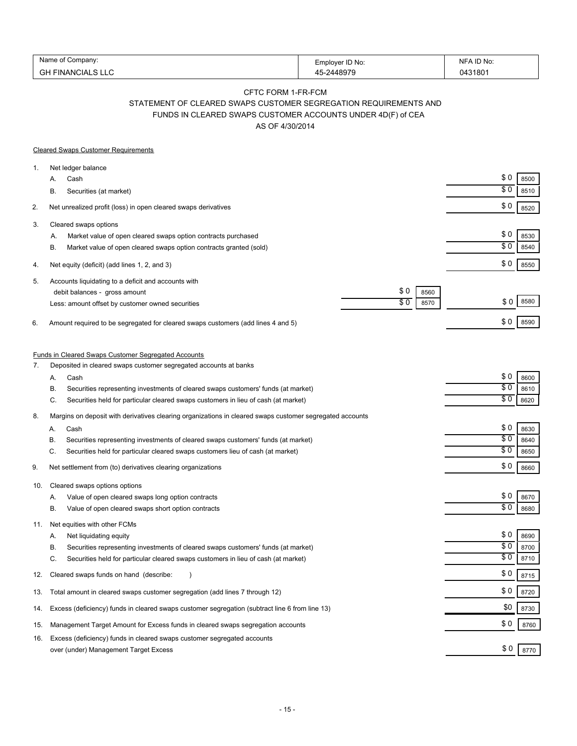| Name of Company: | Employer ID No: | NFA ID No: |
|---|---|---|
| GH FINANCIALS LLC | 45-2448979 | 0431801 |

CFTC FORM 1-FR-FCM

STATEMENT OF CLEARED SWAPS CUSTOMER SEGREGATION REQUIREMENTS AND FUNDS IN CLEARED SWAPS CUSTOMER ACCOUNTS UNDER 4D(F) of CEA

AS OF 4/30/2014

Cleared Swaps Customer Requirements

| | | | | | | |
|---|---|---|---|---|---|---|
| 1. | Net ledger balance | | | | | |
| | A. Cash | | | | $ 0 | 8500 |
| | B. Securities (at market) | | | | $ 0 | 8510 |
| 2. | Net unrealized profit (loss) in open cleared swaps derivatives | | | | $ 0 | 8520 |
| 3. | Cleared swaps options | | | | | |
| | A. Market value of open cleared swaps option contracts purchased | | | | $ 0 | 8530 |
| | B. Market value of open cleared swaps option contracts granted (sold) | | | | $ 0 | 8540 |
| 4. | Net equity (deficit) (add lines 1, 2, and 3) | | | | $ 0 | 8550 |
| 5. | Accounts liquidating to a deficit and accounts with debit balances - gross amount | $ 0 | 8560 | | | |
| | Less: amount offset by customer owned securities | $ 0 | 8570 | | $ 0 | 8580 |
| 6. | Amount required to be segregated for cleared swaps customers (add lines 4 and 5) | | | | $ 0 | 8590 |

Funds in Cleared Swaps Customer Segregated Accounts

| | | | |
|---|---|---|---|
| 7. | Deposited in cleared swaps customer segregated accounts at banks | | |
| | A. Cash | $ 0 | 8600 |
| | B. Securities representing investments of cleared swaps customers' funds (at market) | $ 0 | 8610 |
| | C. Securities held for particular cleared swaps customers in lieu of cash (at market) | $ 0 | 8620 |
| 8. | Margins on deposit with derivatives clearing organizations in cleared swaps customer segregated accounts | | |
| | A. Cash | $ 0 | 8630 |
| | B. Securities representing investments of cleared swaps customers' funds (at market) | $ 0 | 8640 |
| | C. Securities held for particular cleared swaps customers lieu of cash (at market) | $ 0 | 8650 |
| 9. | Net settlement from (to) derivatives clearing organizations | $ 0 | 8660 |
| 10. | Cleared swaps options options | | |
| | A. Value of open cleared swaps long option contracts | $ 0 | 8670 |
| | B. Value of open cleared swaps short option contracts | $ 0 | 8680 |
| 11. | Net equities with other FCMs | | |
| | A. Net liquidating equity | $ 0 | 8690 |
| | B. Securities representing investments of cleared swaps customers' funds (at market) | $ 0 | 8700 |
| | C. Securities held for particular cleared swaps customers in lieu of cash (at market) | $ 0 | 8710 |
| 12. | Cleared swaps funds on hand (describe: ) | $ 0 | 8715 |
| 13. | Total amount in cleared swaps customer segregation (add lines 7 through 12) | $ 0 | 8720 |
| 14. | Excess (deficiency) funds in cleared swaps customer segregation (subtract line 6 from line 13) | $0 | 8730 |
| 15. | Management Target Amount for Excess funds in cleared swaps segregation accounts | $ 0 | 8760 |
| 16. | Excess (deficiency) funds in cleared swaps customer segregated accounts over (under) Management Target Excess | $ 0 | 8770 |